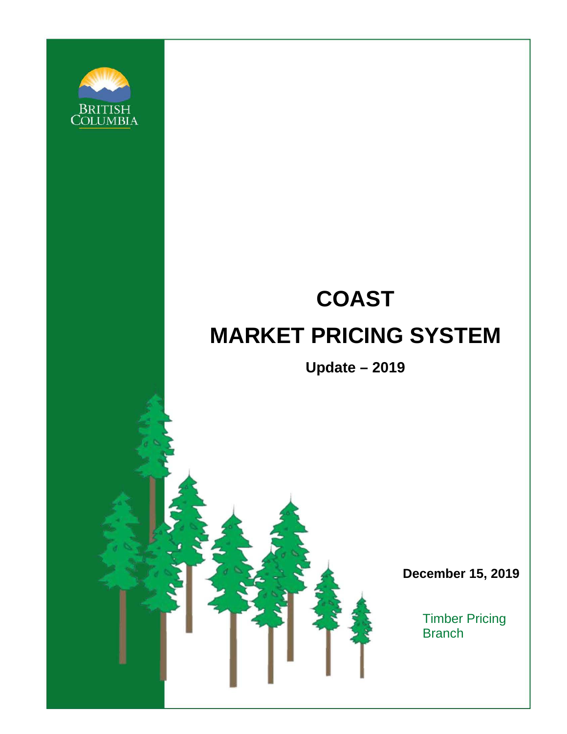BRITISH COLUMBIA

# COAST

# MARKET PRICING SYSTEM

**Update – 2019**

**December 15, 2019**

Timber Pricing Branch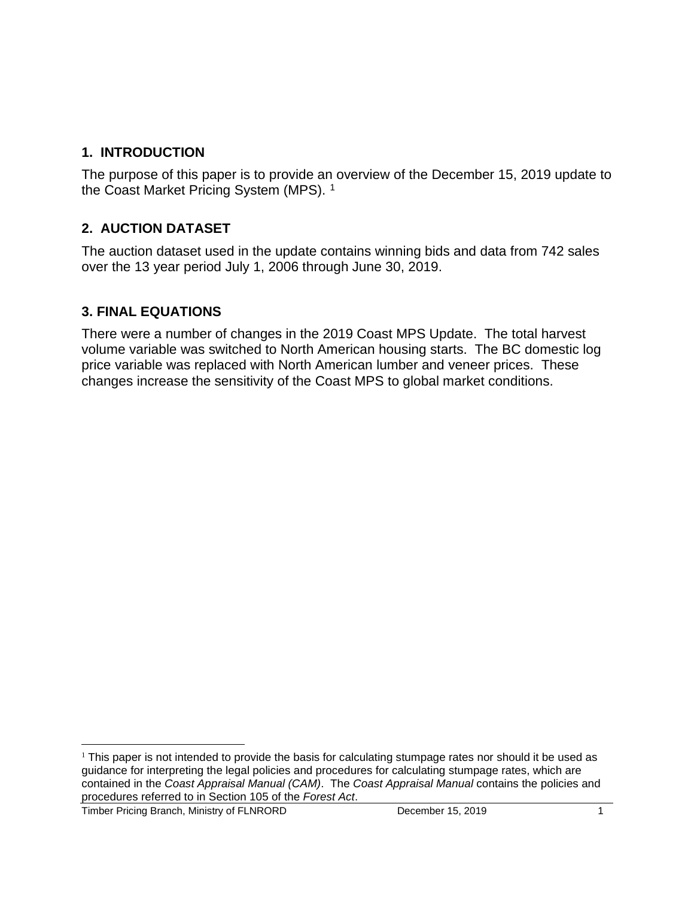## 1. INTRODUCTION

The purpose of this paper is to provide an overview of the December 15, 2019 update to the Coast Market Pricing System (MPS). [1]

## 2. AUCTION DATASET

The auction dataset used in the update contains winning bids and data from 742 sales over the 13 year period July 1, 2006 through June 30, 2019.

## 3. FINAL EQUATIONS

There were a number of changes in the 2019 Coast MPS Update. The total harvest volume variable was switched to North American housing starts. The BC domestic log price variable was replaced with North American lumber and veneer prices. These changes increase the sensitivity of the Coast MPS to global market conditions.

---

[1] This paper is not intended to provide the basis for calculating stumpage rates nor should it be used as guidance for interpreting the legal policies and procedures for calculating stumpage rates, which are contained in the *Coast Appraisal Manual (CAM)*. The *Coast Appraisal Manual* contains the policies and procedures referred to in Section 105 of the *Forest Act*.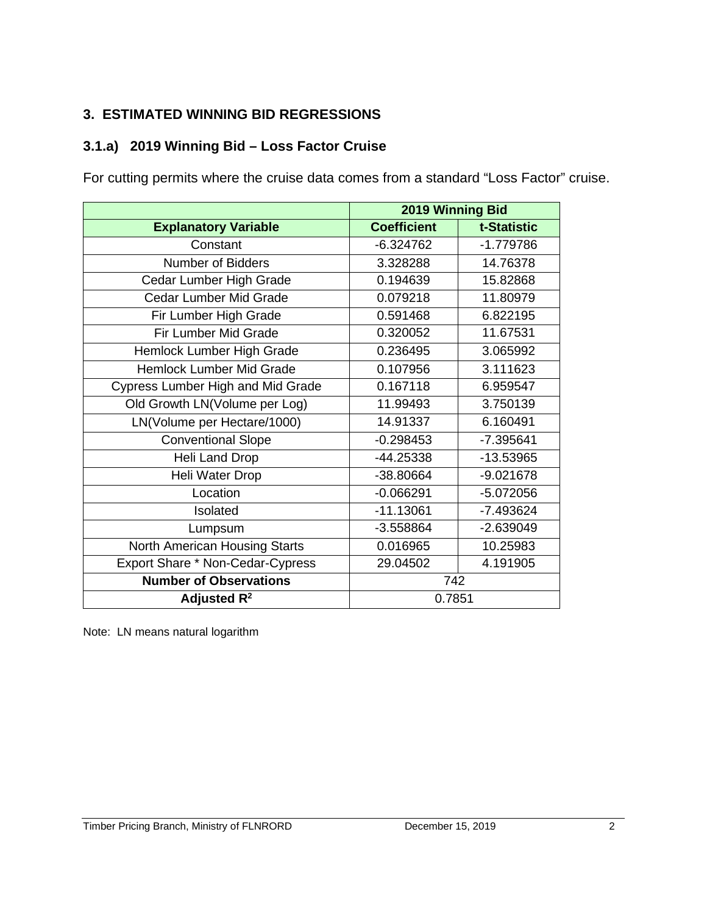## 3. ESTIMATED WINNING BID REGRESSIONS

### 3.1.a) 2019 Winning Bid – Loss Factor Cruise

For cutting permits where the cruise data comes from a standard "Loss Factor" cruise.

| | 2019 Winning Bid | |
|---|---|---|
| **Explanatory Variable** | **Coefficient** | **t-Statistic** |
| Constant | -6.324762 | -1.779786 |
| Number of Bidders | 3.328288 | 14.76378 |
| Cedar Lumber High Grade | 0.194639 | 15.82868 |
| Cedar Lumber Mid Grade | 0.079218 | 11.80979 |
| Fir Lumber High Grade | 0.591468 | 6.822195 |
| Fir Lumber Mid Grade | 0.320052 | 11.67531 |
| Hemlock Lumber High Grade | 0.236495 | 3.065992 |
| Hemlock Lumber Mid Grade | 0.107956 | 3.111623 |
| Cypress Lumber High and Mid Grade | 0.167118 | 6.959547 |
| Old Growth LN(Volume per Log) | 11.99493 | 3.750139 |
| LN(Volume per Hectare/1000) | 14.91337 | 6.160491 |
| Conventional Slope | -0.298453 | -7.395641 |
| Heli Land Drop | -44.25338 | -13.53965 |
| Heli Water Drop | -38.80664 | -9.021678 |
| Location | -0.066291 | -5.072056 |
| Isolated | -11.13061 | -7.493624 |
| Lumpsum | -3.558864 | -2.639049 |
| North American Housing Starts | 0.016965 | 10.25983 |
| Export Share * Non-Cedar-Cypress | 29.04502 | 4.191905 |
| **Number of Observations** | 742 | |
| **Adjusted $R^2$** | 0.7851 | |

Note: LN means natural logarithm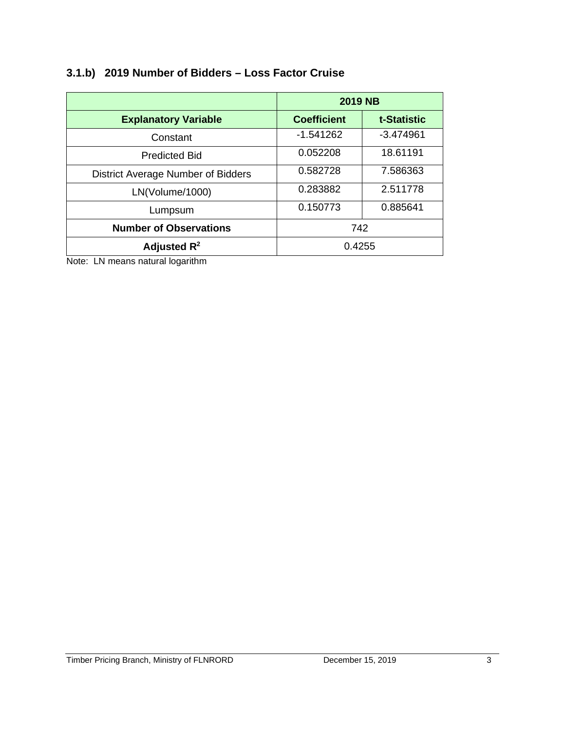### 3.1.b) 2019 Number of Bidders – Loss Factor Cruise

| | 2019 NB | |
|---|---|---|
| **Explanatory Variable** | **Coefficient** | **t-Statistic** |
| Constant | -1.541262 | -3.474961 |
| Predicted Bid | 0.052208 | 18.61191 |
| District Average Number of Bidders | 0.582728 | 7.586363 |
| LN(Volume/1000) | 0.283882 | 2.511778 |
| Lumpsum | 0.150773 | 0.885641 |
| **Number of Observations** | 742 | |
| **Adjusted $R^2$** | 0.4255 | |

Note: LN means natural logarithm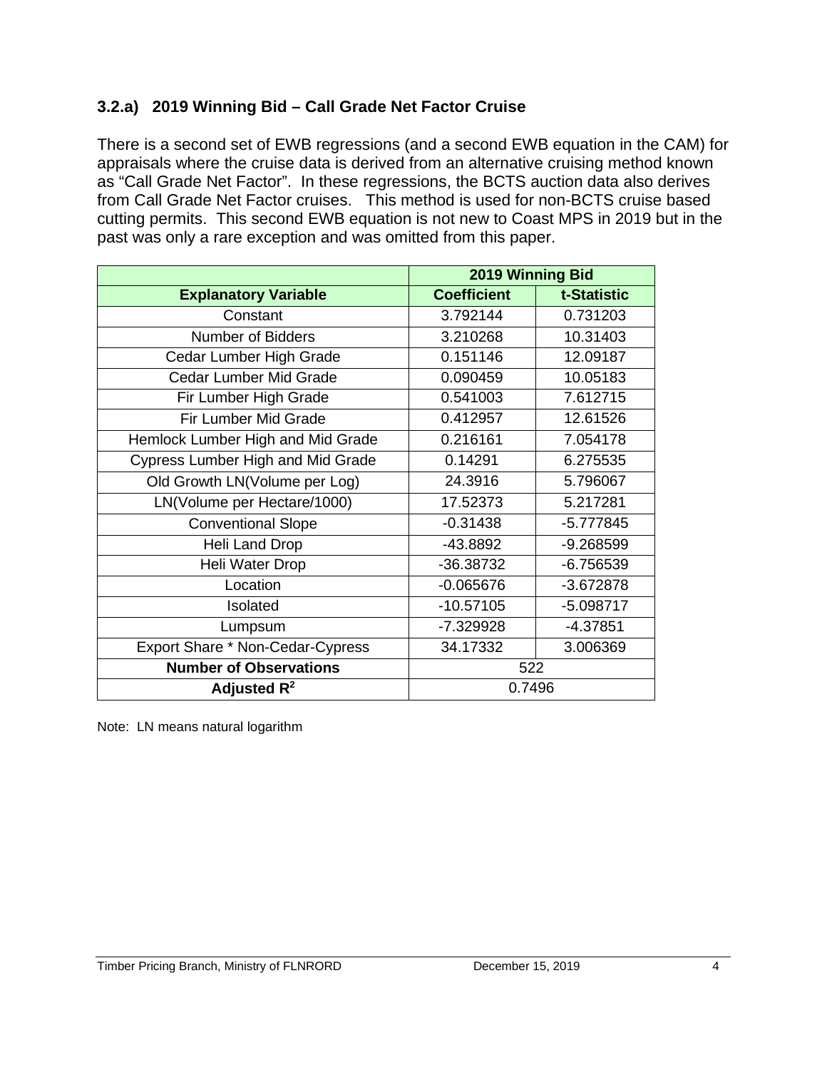### 3.2.a) 2019 Winning Bid – Call Grade Net Factor Cruise

There is a second set of EWB regressions (and a second EWB equation in the CAM) for appraisals where the cruise data is derived from an alternative cruising method known as "Call Grade Net Factor". In these regressions, the BCTS auction data also derives from Call Grade Net Factor cruises. This method is used for non-BCTS cruise based cutting permits. This second EWB equation is not new to Coast MPS in 2019 but in the past was only a rare exception and was omitted from this paper.

| | 2019 Winning Bid | |
|---|---|---|
| **Explanatory Variable** | **Coefficient** | **t-Statistic** |
| Constant | 3.792144 | 0.731203 |
| Number of Bidders | 3.210268 | 10.31403 |
| Cedar Lumber High Grade | 0.151146 | 12.09187 |
| Cedar Lumber Mid Grade | 0.090459 | 10.05183 |
| Fir Lumber High Grade | 0.541003 | 7.612715 |
| Fir Lumber Mid Grade | 0.412957 | 12.61526 |
| Hemlock Lumber High and Mid Grade | 0.216161 | 7.054178 |
| Cypress Lumber High and Mid Grade | 0.14291 | 6.275535 |
| Old Growth LN(Volume per Log) | 24.3916 | 5.796067 |
| LN(Volume per Hectare/1000) | 17.52373 | 5.217281 |
| Conventional Slope | -0.31438 | -5.777845 |
| Heli Land Drop | -43.8892 | -9.268599 |
| Heli Water Drop | -36.38732 | -6.756539 |
| Location | -0.065676 | -3.672878 |
| Isolated | -10.57105 | -5.098717 |
| Lumpsum | -7.329928 | -4.37851 |
| Export Share * Non-Cedar-Cypress | 34.17332 | 3.006369 |
| **Number of Observations** | 522 | |
| **Adjusted $R^2$** | 0.7496 | |

Note: LN means natural logarithm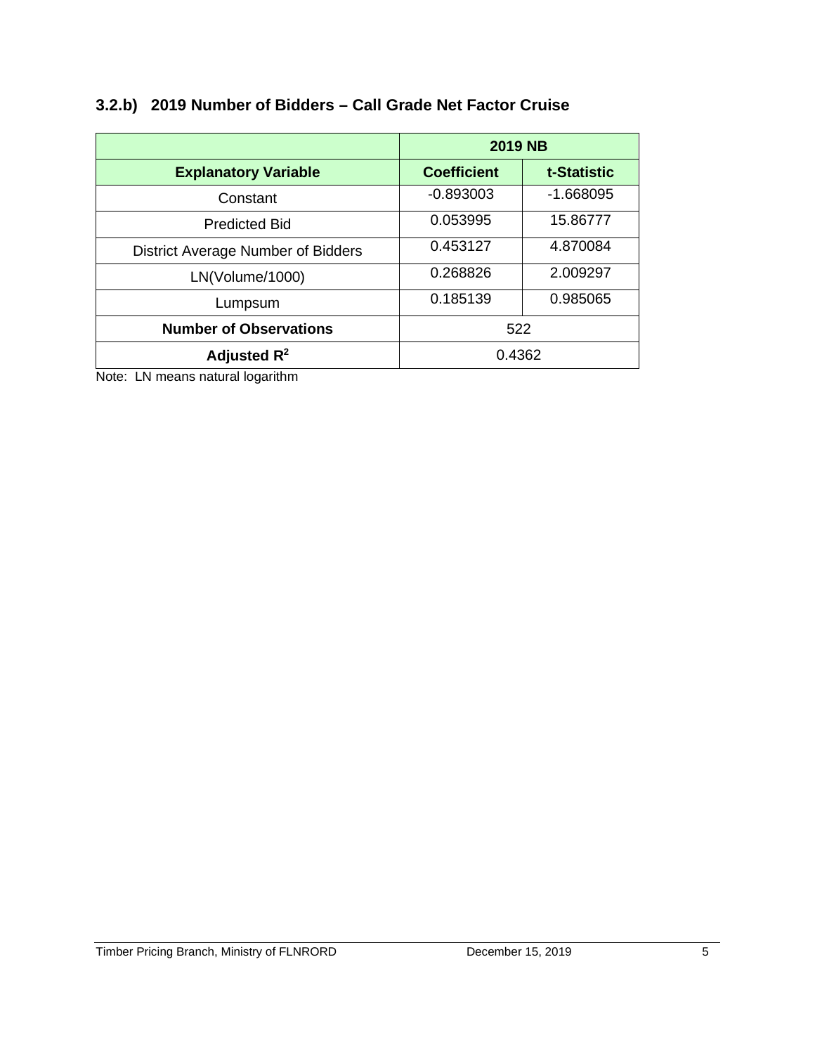### 3.2.b) 2019 Number of Bidders – Call Grade Net Factor Cruise

| | 2019 NB | |
|---|---|---|
| **Explanatory Variable** | **Coefficient** | **t-Statistic** |
| Constant | -0.893003 | -1.668095 |
| Predicted Bid | 0.053995 | 15.86777 |
| District Average Number of Bidders | 0.453127 | 4.870084 |
| LN(Volume/1000) | 0.268826 | 2.009297 |
| Lumpsum | 0.185139 | 0.985065 |
| **Number of Observations** | 522 | |
| **Adjusted $R^2$** | 0.4362 | |

Note: LN means natural logarithm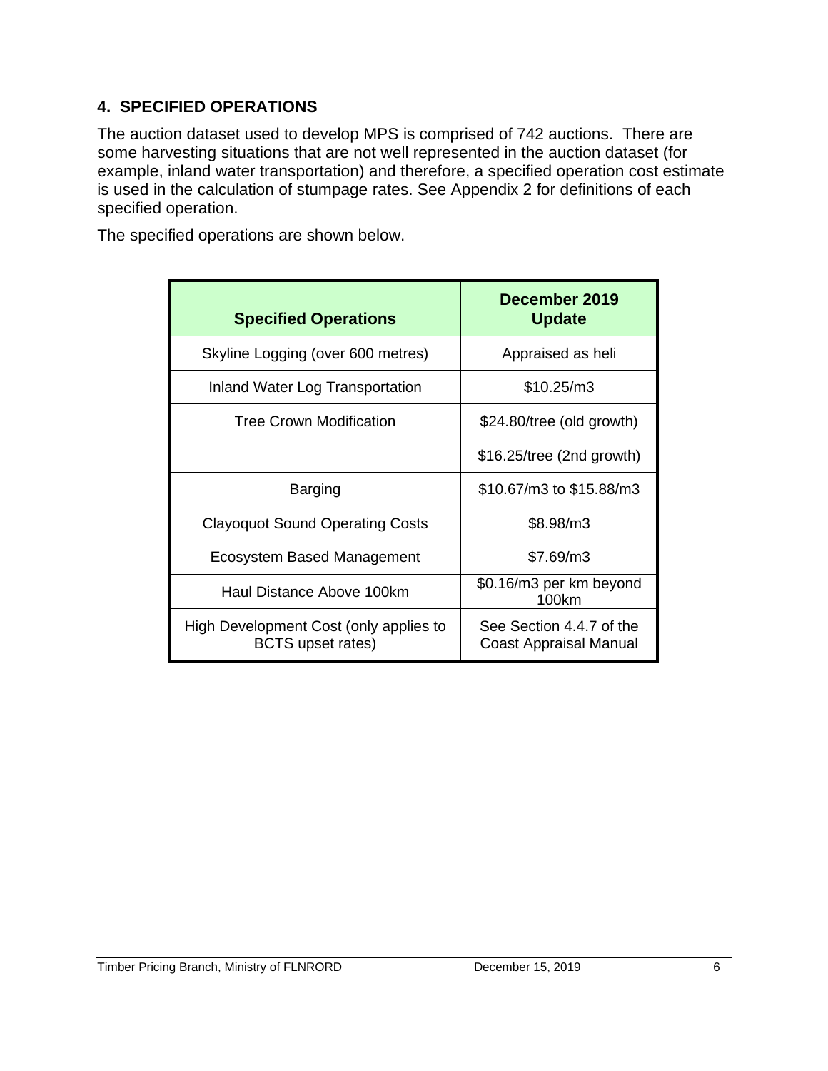## 4. SPECIFIED OPERATIONS

The auction dataset used to develop MPS is comprised of 742 auctions. There are some harvesting situations that are not well represented in the auction dataset (for example, inland water transportation) and therefore, a specified operation cost estimate is used in the calculation of stumpage rates. See Appendix 2 for definitions of each specified operation.

The specified operations are shown below.

| Specified Operations | December 2019 Update |
|---|---|
| Skyline Logging (over 600 metres) | Appraised as heli |
| Inland Water Log Transportation | $10.25/m3 |
| Tree Crown Modification | $24.80/tree (old growth) |
| | $16.25/tree (2nd growth) |
| Barging | $10.67/m3 to $15.88/m3 |
| Clayoquot Sound Operating Costs | $8.98/m3 |
| Ecosystem Based Management | $7.69/m3 |
| Haul Distance Above 100km | $0.16/m3 per km beyond 100km |
| High Development Cost (only applies to BCTS upset rates) | See Section 4.4.7 of the Coast Appraisal Manual |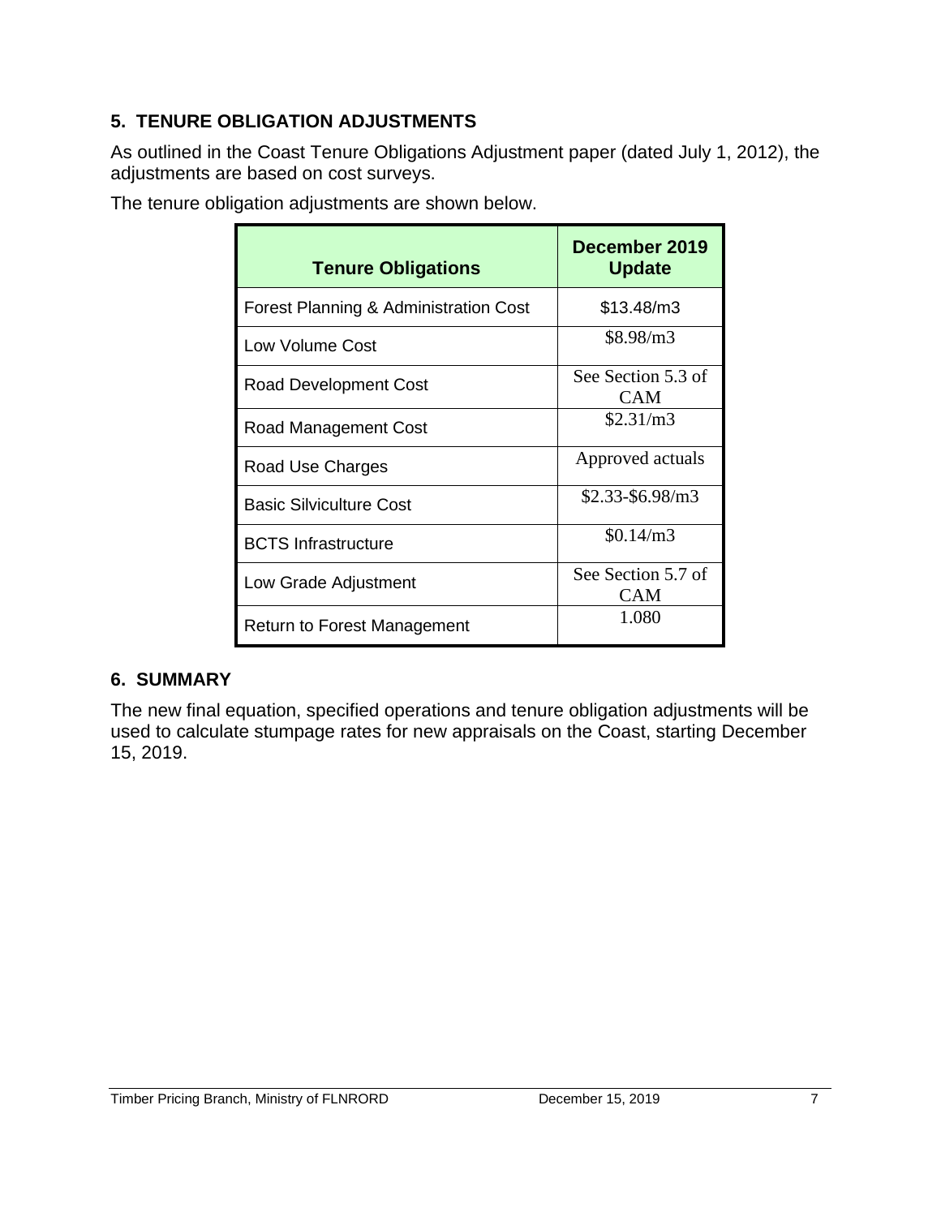## 5. TENURE OBLIGATION ADJUSTMENTS

As outlined in the Coast Tenure Obligations Adjustment paper (dated July 1, 2012), the adjustments are based on cost surveys.

The tenure obligation adjustments are shown below.

| Tenure Obligations | December 2019 Update |
| --- | --- |
| Forest Planning & Administration Cost | $13.48/m3 |
| Low Volume Cost | $8.98/m3 |
| Road Development Cost | See Section 5.3 of CAM |
| Road Management Cost | $2.31/m3 |
| Road Use Charges | Approved actuals |
| Basic Silviculture Cost | $2.33-$6.98/m3 |
| BCTS Infrastructure | $0.14/m3 |
| Low Grade Adjustment | See Section 5.7 of CAM |
| Return to Forest Management | 1.080 |

## 6. SUMMARY

The new final equation, specified operations and tenure obligation adjustments will be used to calculate stumpage rates for new appraisals on the Coast, starting December 15, 2019.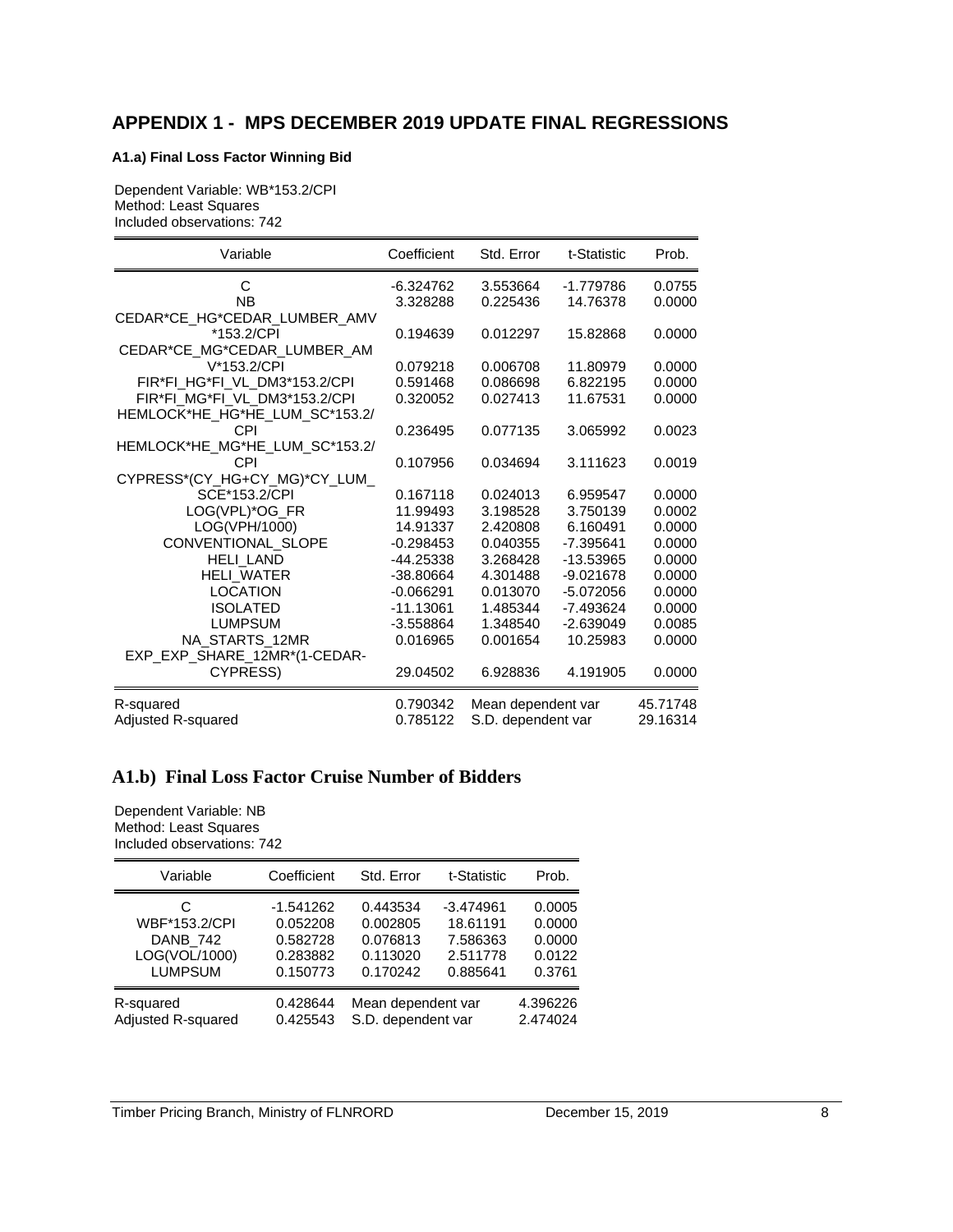## APPENDIX 1 - MPS DECEMBER 2019 UPDATE FINAL REGRESSIONS

#### A1.a) Final Loss Factor Winning Bid

Dependent Variable: WB*153.2/CPI
Method: Least Squares
Included observations: 742

| Variable | Coefficient | Std. Error | t-Statistic | Prob. |
|---|---|---|---|---|
| C | -6.324762 | 3.553664 | -1.779786 | 0.0755 |
| NB | 3.328288 | 0.225436 | 14.76378 | 0.0000 |
| CEDAR*CE_HG*CEDAR_LUMBER_AMV*153.2/CPI | 0.194639 | 0.012297 | 15.82868 | 0.0000 |
| CEDAR*CE_MG*CEDAR_LUMBER_AMV*153.2/CPI | 0.079218 | 0.006708 | 11.80979 | 0.0000 |
| FIR*FI_HG*FI_VL_DM3*153.2/CPI | 0.591468 | 0.086698 | 6.822195 | 0.0000 |
| FIR*FI_MG*FI_VL_DM3*153.2/CPI | 0.320052 | 0.027413 | 11.67531 | 0.0000 |
| HEMLOCK*HE_HG*HE_LUM_SC*153.2/CPI | 0.236495 | 0.077135 | 3.065992 | 0.0023 |
| HEMLOCK*HE_MG*HE_LUM_SC*153.2/CPI | 0.107956 | 0.034694 | 3.111623 | 0.0019 |
| CYPRESS*(CY_HG+CY_MG)*CY_LUM_SCE*153.2/CPI | 0.167118 | 0.024013 | 6.959547 | 0.0000 |
| LOG(VPL)*OG_FR | 11.99493 | 3.198528 | 3.750139 | 0.0002 |
| LOG(VPH/1000) | 14.91337 | 2.420808 | 6.160491 | 0.0000 |
| CONVENTIONAL_SLOPE | -0.298453 | 0.040355 | -7.395641 | 0.0000 |
| HELI_LAND | -44.25338 | 3.268428 | -13.53965 | 0.0000 |
| HELI_WATER | -38.80664 | 4.301488 | -9.021678 | 0.0000 |
| LOCATION | -0.066291 | 0.013070 | -5.072056 | 0.0000 |
| ISOLATED | -11.13061 | 1.485344 | -7.493624 | 0.0000 |
| LUMPSUM | -3.558864 | 1.348540 | -2.639049 | 0.0085 |
| NA_STARTS_12MR | 0.016965 | 0.001654 | 10.25983 | 0.0000 |
| EXP_EXP_SHARE_12MR*(1-CEDAR-CYPRESS) | 29.04502 | 6.928836 | 4.191905 | 0.0000 |
| R-squared | 0.790342 | Mean dependent var | | 45.71748 |
| Adjusted R-squared | 0.785122 | S.D. dependent var | | 29.16314 |

### A1.b) Final Loss Factor Cruise Number of Bidders

Dependent Variable: NB
Method: Least Squares
Included observations: 742

| Variable | Coefficient | Std. Error | t-Statistic | Prob. |
|---|---|---|---|---|
| C | -1.541262 | 0.443534 | -3.474961 | 0.0005 |
| WBF*153.2/CPI | 0.052208 | 0.002805 | 18.61191 | 0.0000 |
| DANB_742 | 0.582728 | 0.076813 | 7.586363 | 0.0000 |
| LOG(VOL/1000) | 0.283882 | 0.113020 | 2.511778 | 0.0122 |
| LUMPSUM | 0.150773 | 0.170242 | 0.885641 | 0.3761 |
| R-squared | 0.428644 | Mean dependent var | | 4.396226 |
| Adjusted R-squared | 0.425543 | S.D. dependent var | | 2.474024 |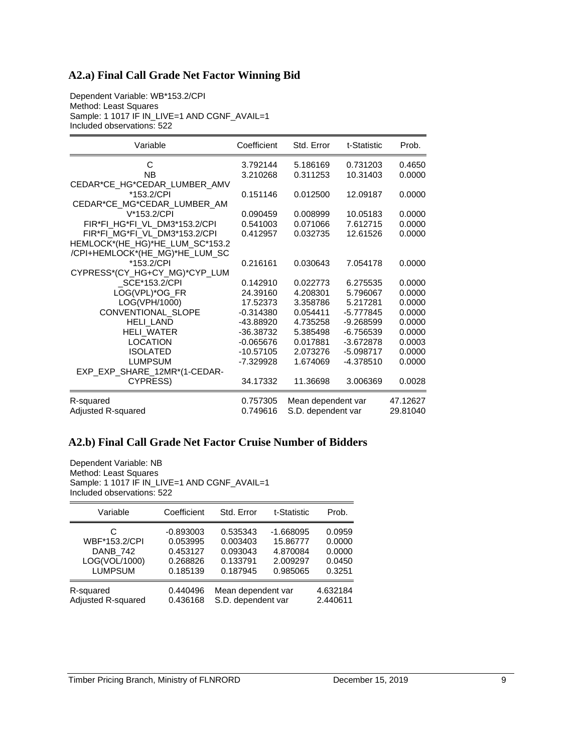## A2.a) Final Call Grade Net Factor Winning Bid

Dependent Variable: WB*153.2/CPI
Method: Least Squares
Sample: 1 1017 IF IN_LIVE=1 AND CGNF_AVAIL=1
Included observations: 522

| Variable | Coefficient | Std. Error | t-Statistic | Prob. |
|---|---|---|---|---|
| C | 3.792144 | 5.186169 | 0.731203 | 0.4650 |
| NB | 3.210268 | 0.311253 | 10.31403 | 0.0000 |
| CEDAR*CE_HG*CEDAR_LUMBER_AMV*153.2/CPI | 0.151146 | 0.012500 | 12.09187 | 0.0000 |
| CEDAR*CE_MG*CEDAR_LUMBER_AMV*153.2/CPI | 0.090459 | 0.008999 | 10.05183 | 0.0000 |
| FIR*FI_HG*FI_VL_DM3*153.2/CPI | 0.541003 | 0.071066 | 7.612715 | 0.0000 |
| FIR*FI_MG*FI_VL_DM3*153.2/CPI | 0.412957 | 0.032735 | 12.61526 | 0.0000 |
| HEMLOCK*(HE_HG)*HE_LUM_SC*153.2/CPI+HEMLOCK*(HE_MG)*HE_LUM_SC*153.2/CPI | 0.216161 | 0.030643 | 7.054178 | 0.0000 |
| CYPRESS*(CY_HG+CY_MG)*CYP_LUM_SCE*153.2/CPI | 0.142910 | 0.022773 | 6.275535 | 0.0000 |
| LOG(VPL)*OG_FR | 24.39160 | 4.208301 | 5.796067 | 0.0000 |
| LOG(VPH/1000) | 17.52373 | 3.358786 | 5.217281 | 0.0000 |
| CONVENTIONAL_SLOPE | -0.314380 | 0.054411 | -5.777845 | 0.0000 |
| HELI_LAND | -43.88920 | 4.735258 | -9.268599 | 0.0000 |
| HELI_WATER | -36.38732 | 5.385498 | -6.756539 | 0.0000 |
| LOCATION | -0.065676 | 0.017881 | -3.672878 | 0.0003 |
| ISOLATED | -10.57105 | 2.073276 | -5.098717 | 0.0000 |
| LUMPSUM | -7.329928 | 1.674069 | -4.378510 | 0.0000 |
| EXP_EXP_SHARE_12MR*(1-CEDAR-CYPRESS) | 34.17332 | 11.36698 | 3.006369 | 0.0028 |
| R-squared | 0.757305 | Mean dependent var | | 47.12627 |
| Adjusted R-squared | 0.749616 | S.D. dependent var | | 29.81040 |

## A2.b) Final Call Grade Net Factor Cruise Number of Bidders

Dependent Variable: NB
Method: Least Squares
Sample: 1 1017 IF IN_LIVE=1 AND CGNF_AVAIL=1
Included observations: 522

| Variable | Coefficient | Std. Error | t-Statistic | Prob. |
|---|---|---|---|---|
| C | -0.893003 | 0.535343 | -1.668095 | 0.0959 |
| WBF*153.2/CPI | 0.053995 | 0.003403 | 15.86777 | 0.0000 |
| DANB_742 | 0.453127 | 0.093043 | 4.870084 | 0.0000 |
| LOG(VOL/1000) | 0.268826 | 0.133791 | 2.009297 | 0.0450 |
| LUMPSUM | 0.185139 | 0.187945 | 0.985065 | 0.3251 |
| R-squared | 0.440496 | Mean dependent var | | 4.632184 |
| Adjusted R-squared | 0.436168 | S.D. dependent var | | 2.440611 |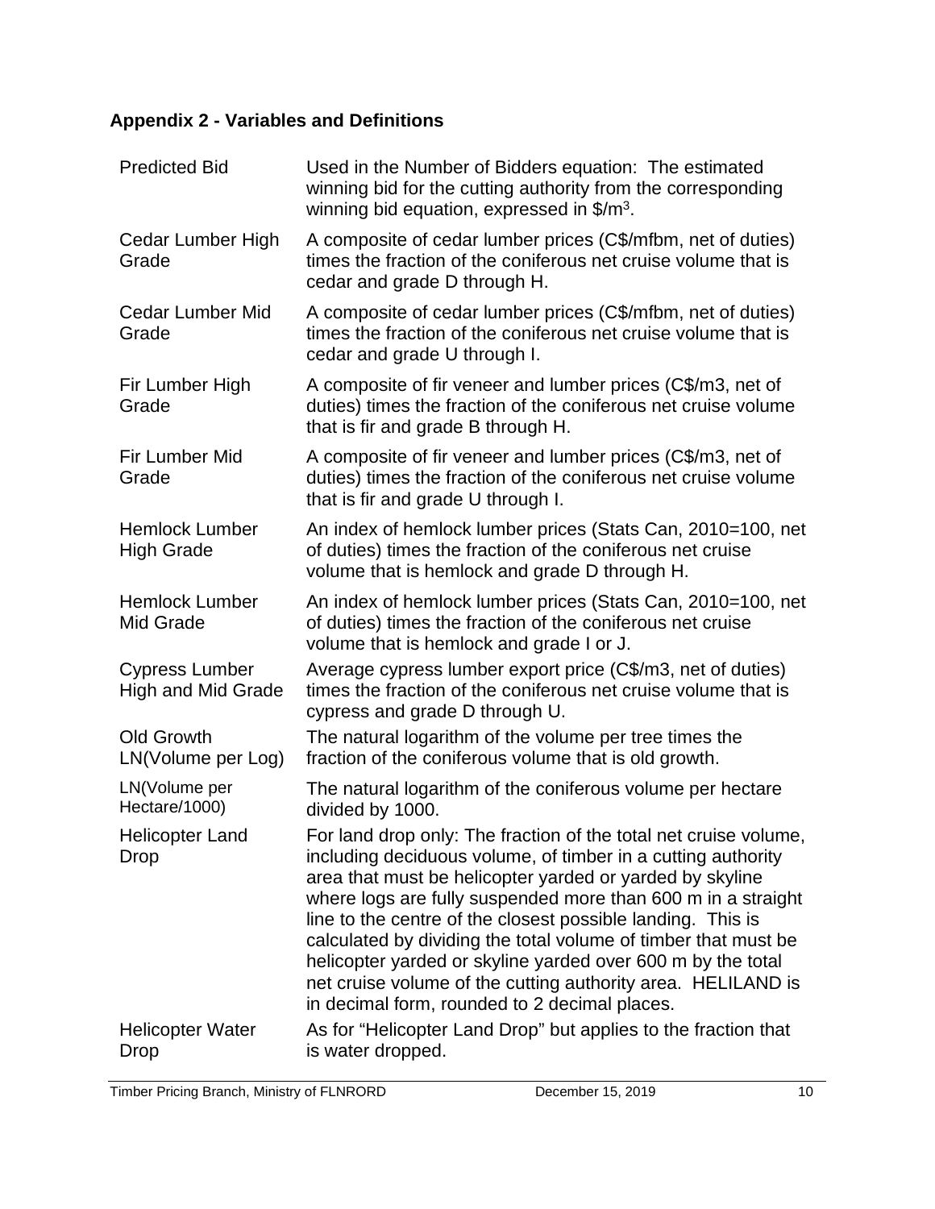## Appendix 2 - Variables and Definitions

| | |
|---|---|
| Predicted Bid | Used in the Number of Bidders equation: The estimated winning bid for the cutting authority from the corresponding winning bid equation, expressed in $/m$^3$. |
| Cedar Lumber High Grade | A composite of cedar lumber prices (C$/mfbm, net of duties) times the fraction of the coniferous net cruise volume that is cedar and grade D through H. |
| Cedar Lumber Mid Grade | A composite of cedar lumber prices (C$/mfbm, net of duties) times the fraction of the coniferous net cruise volume that is cedar and grade U through I. |
| Fir Lumber High Grade | A composite of fir veneer and lumber prices (C$/m3, net of duties) times the fraction of the coniferous net cruise volume that is fir and grade B through H. |
| Fir Lumber Mid Grade | A composite of fir veneer and lumber prices (C$/m3, net of duties) times the fraction of the coniferous net cruise volume that is fir and grade U through I. |
| Hemlock Lumber High Grade | An index of hemlock lumber prices (Stats Can, 2010=100, net of duties) times the fraction of the coniferous net cruise volume that is hemlock and grade D through H. |
| Hemlock Lumber Mid Grade | An index of hemlock lumber prices (Stats Can, 2010=100, net of duties) times the fraction of the coniferous net cruise volume that is hemlock and grade I or J. |
| Cypress Lumber High and Mid Grade | Average cypress lumber export price (C$/m3, net of duties) times the fraction of the coniferous net cruise volume that is cypress and grade D through U. |
| Old Growth LN(Volume per Log) | The natural logarithm of the volume per tree times the fraction of the coniferous volume that is old growth. |
| LN(Volume per Hectare/1000) | The natural logarithm of the coniferous volume per hectare divided by 1000. |
| Helicopter Land Drop | For land drop only: The fraction of the total net cruise volume, including deciduous volume, of timber in a cutting authority area that must be helicopter yarded or yarded by skyline where logs are fully suspended more than 600 m in a straight line to the centre of the closest possible landing. This is calculated by dividing the total volume of timber that must be helicopter yarded or skyline yarded over 600 m by the total net cruise volume of the cutting authority area. HELILAND is in decimal form, rounded to 2 decimal places. |
| Helicopter Water Drop | As for "Helicopter Land Drop" but applies to the fraction that is water dropped. |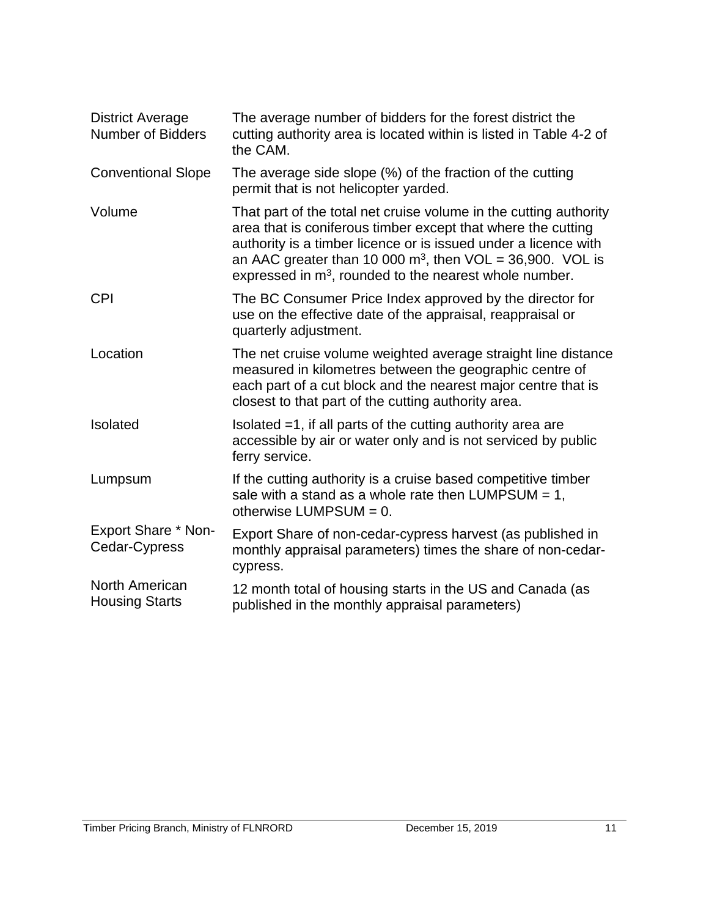| | |
|---|---|
| District Average Number of Bidders | The average number of bidders for the forest district the cutting authority area is located within is listed in Table 4-2 of the CAM. |
| Conventional Slope | The average side slope (%) of the fraction of the cutting permit that is not helicopter yarded. |
| Volume | That part of the total net cruise volume in the cutting authority area that is coniferous timber except that where the cutting authority is a timber licence or is issued under a licence with an AAC greater than 10 000 $m^3$, then VOL = 36,900. VOL is expressed in $m^3$, rounded to the nearest whole number. |
| CPI | The BC Consumer Price Index approved by the director for use on the effective date of the appraisal, reappraisal or quarterly adjustment. |
| Location | The net cruise volume weighted average straight line distance measured in kilometres between the geographic centre of each part of a cut block and the nearest major centre that is closest to that part of the cutting authority area. |
| Isolated | Isolated =1, if all parts of the cutting authority area are accessible by air or water only and is not serviced by public ferry service. |
| Lumpsum | If the cutting authority is a cruise based competitive timber sale with a stand as a whole rate then LUMPSUM = 1, otherwise LUMPSUM = 0. |
| Export Share * Non-Cedar-Cypress | Export Share of non-cedar-cypress harvest (as published in monthly appraisal parameters) times the share of non-cedar-cypress. |
| North American Housing Starts | 12 month total of housing starts in the US and Canada (as published in the monthly appraisal parameters) |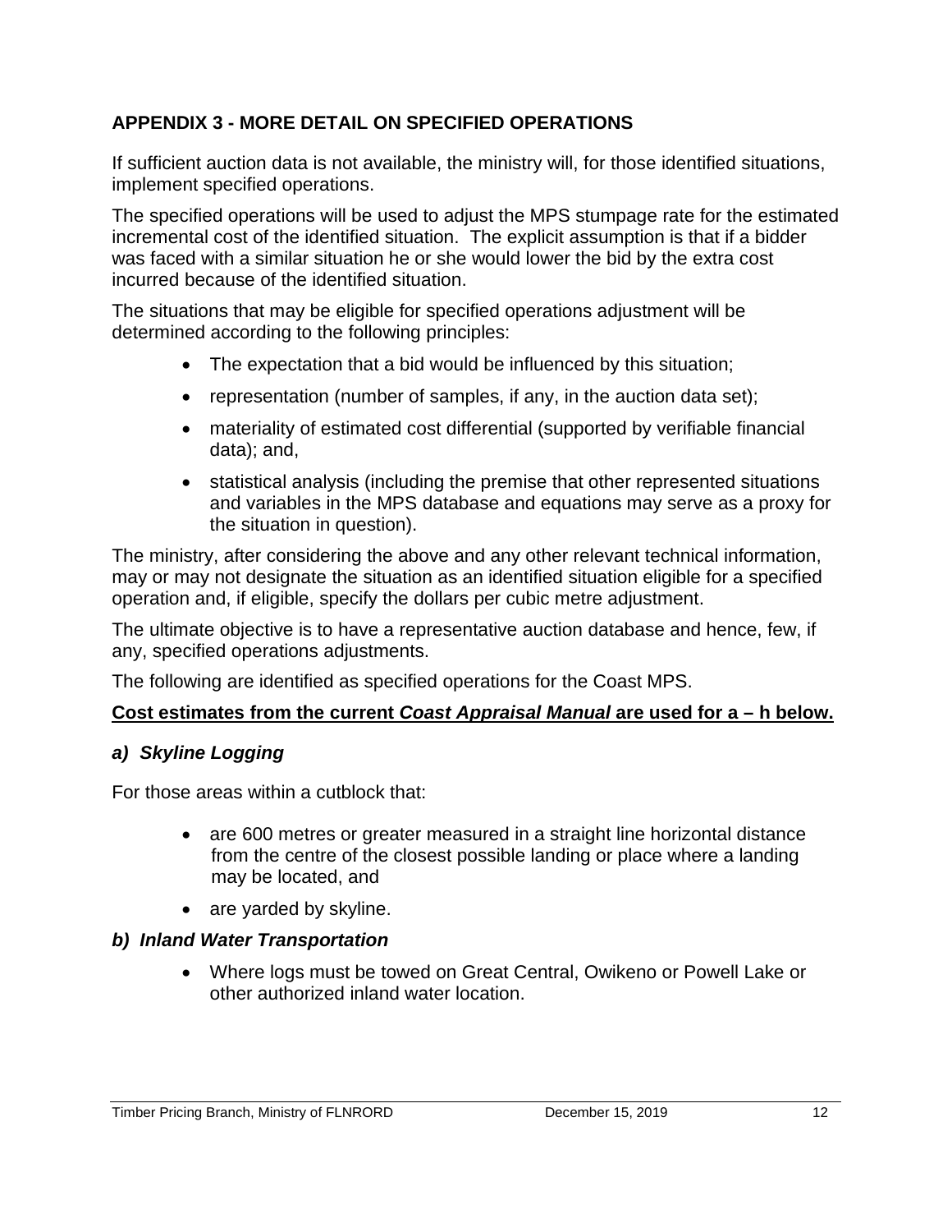## APPENDIX 3 - MORE DETAIL ON SPECIFIED OPERATIONS

If sufficient auction data is not available, the ministry will, for those identified situations, implement specified operations.

The specified operations will be used to adjust the MPS stumpage rate for the estimated incremental cost of the identified situation. The explicit assumption is that if a bidder was faced with a similar situation he or she would lower the bid by the extra cost incurred because of the identified situation.

The situations that may be eligible for specified operations adjustment will be determined according to the following principles:

- The expectation that a bid would be influenced by this situation;
- representation (number of samples, if any, in the auction data set);
- materiality of estimated cost differential (supported by verifiable financial data); and,
- statistical analysis (including the premise that other represented situations and variables in the MPS database and equations may serve as a proxy for the situation in question).

The ministry, after considering the above and any other relevant technical information, may or may not designate the situation as an identified situation eligible for a specified operation and, if eligible, specify the dollars per cubic metre adjustment.

The ultimate objective is to have a representative auction database and hence, few, if any, specified operations adjustments.

The following are identified as specified operations for the Coast MPS.

**Cost estimates from the current *Coast Appraisal Manual* are used for a – h below.**

### *a) Skyline Logging*

For those areas within a cutblock that:

- are 600 metres or greater measured in a straight line horizontal distance from the centre of the closest possible landing or place where a landing may be located, and
- are yarded by skyline.

### *b) Inland Water Transportation*

- Where logs must be towed on Great Central, Owikeno or Powell Lake or other authorized inland water location.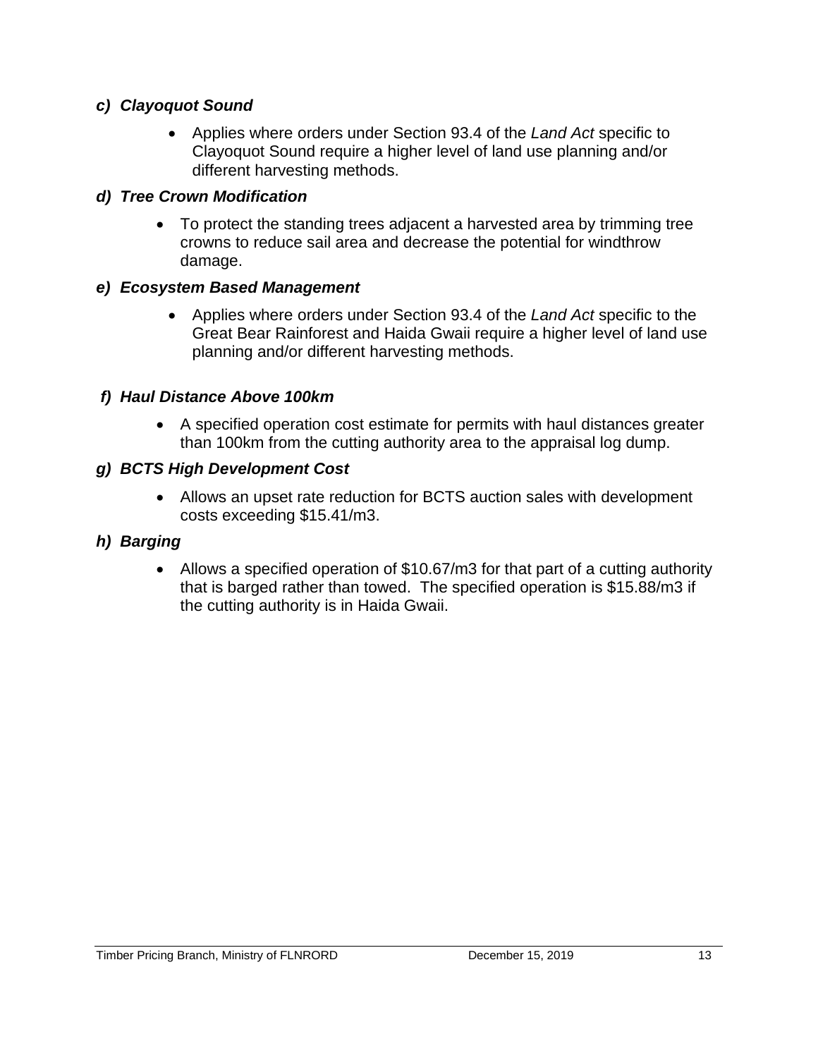### *c) Clayoquot Sound*

- Applies where orders under Section 93.4 of the *Land Act* specific to Clayoquot Sound require a higher level of land use planning and/or different harvesting methods.

### *d) Tree Crown Modification*

- To protect the standing trees adjacent a harvested area by trimming tree crowns to reduce sail area and decrease the potential for windthrow damage.

### *e) Ecosystem Based Management*

- Applies where orders under Section 93.4 of the *Land Act* specific to the Great Bear Rainforest and Haida Gwaii require a higher level of land use planning and/or different harvesting methods.

### *f) Haul Distance Above 100km*

- A specified operation cost estimate for permits with haul distances greater than 100km from the cutting authority area to the appraisal log dump.

### *g) BCTS High Development Cost*

- Allows an upset rate reduction for BCTS auction sales with development costs exceeding $15.41/m3.

### *h) Barging*

- Allows a specified operation of $10.67/m3 for that part of a cutting authority that is barged rather than towed. The specified operation is $15.88/m3 if the cutting authority is in Haida Gwaii.